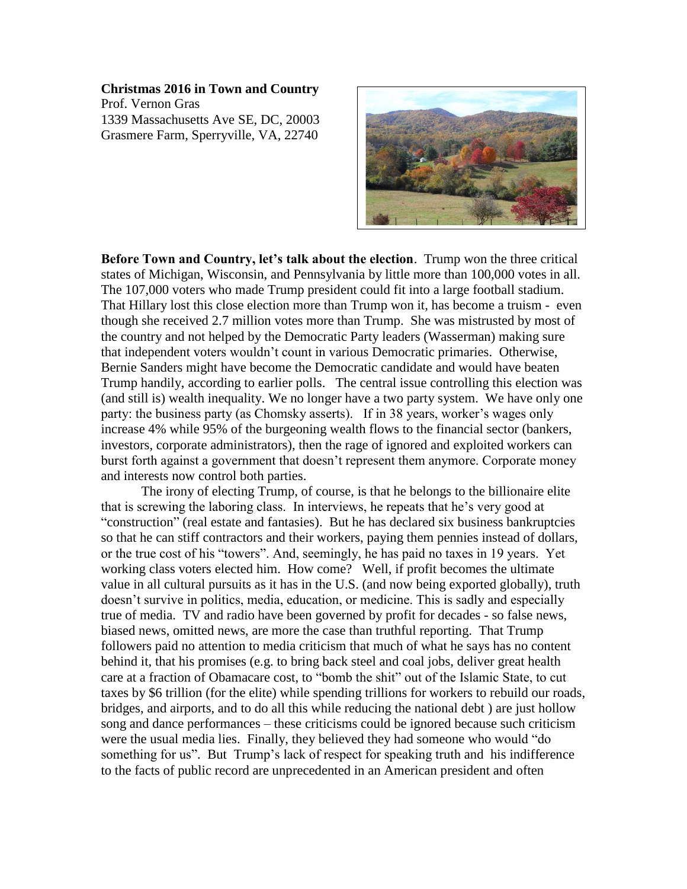**Christmas 2016 in Town and Country**
Prof. Vernon Gras
1339 Massachusetts Ave SE, DC, 20003
Grasmere Farm, Sperryville, VA, 22740

**Before Town and Country, let's talk about the election**. Trump won the three critical states of Michigan, Wisconsin, and Pennsylvania by little more than 100,000 votes in all. The 107,000 voters who made Trump president could fit into a large football stadium. That Hillary lost this close election more than Trump won it, has become a truism - even though she received 2.7 million votes more than Trump. She was mistrusted by most of the country and not helped by the Democratic Party leaders (Wasserman) making sure that independent voters wouldn't count in various Democratic primaries. Otherwise, Bernie Sanders might have become the Democratic candidate and would have beaten Trump handily, according to earlier polls. The central issue controlling this election was (and still is) wealth inequality. We no longer have a two party system. We have only one party: the business party (as Chomsky asserts). If in 38 years, worker's wages only increase 4% while 95% of the burgeoning wealth flows to the financial sector (bankers, investors, corporate administrators), then the rage of ignored and exploited workers can burst forth against a government that doesn't represent them anymore. Corporate money and interests now control both parties.

The irony of electing Trump, of course, is that he belongs to the billionaire elite that is screwing the laboring class. In interviews, he repeats that he's very good at "construction" (real estate and fantasies). But he has declared six business bankruptcies so that he can stiff contractors and their workers, paying them pennies instead of dollars, or the true cost of his "towers". And, seemingly, he has paid no taxes in 19 years. Yet working class voters elected him. How come? Well, if profit becomes the ultimate value in all cultural pursuits as it has in the U.S. (and now being exported globally), truth doesn't survive in politics, media, education, or medicine. This is sadly and especially true of media. TV and radio have been governed by profit for decades - so false news, biased news, omitted news, are more the case than truthful reporting. That Trump followers paid no attention to media criticism that much of what he says has no content behind it, that his promises (e.g. to bring back steel and coal jobs, deliver great health care at a fraction of Obamacare cost, to "bomb the shit" out of the Islamic State, to cut taxes by $6 trillion (for the elite) while spending trillions for workers to rebuild our roads, bridges, and airports, and to do all this while reducing the national debt ) are just hollow song and dance performances – these criticisms could be ignored because such criticism were the usual media lies. Finally, they believed they had someone who would "do something for us". But Trump's lack of respect for speaking truth and his indifference to the facts of public record are unprecedented in an American president and often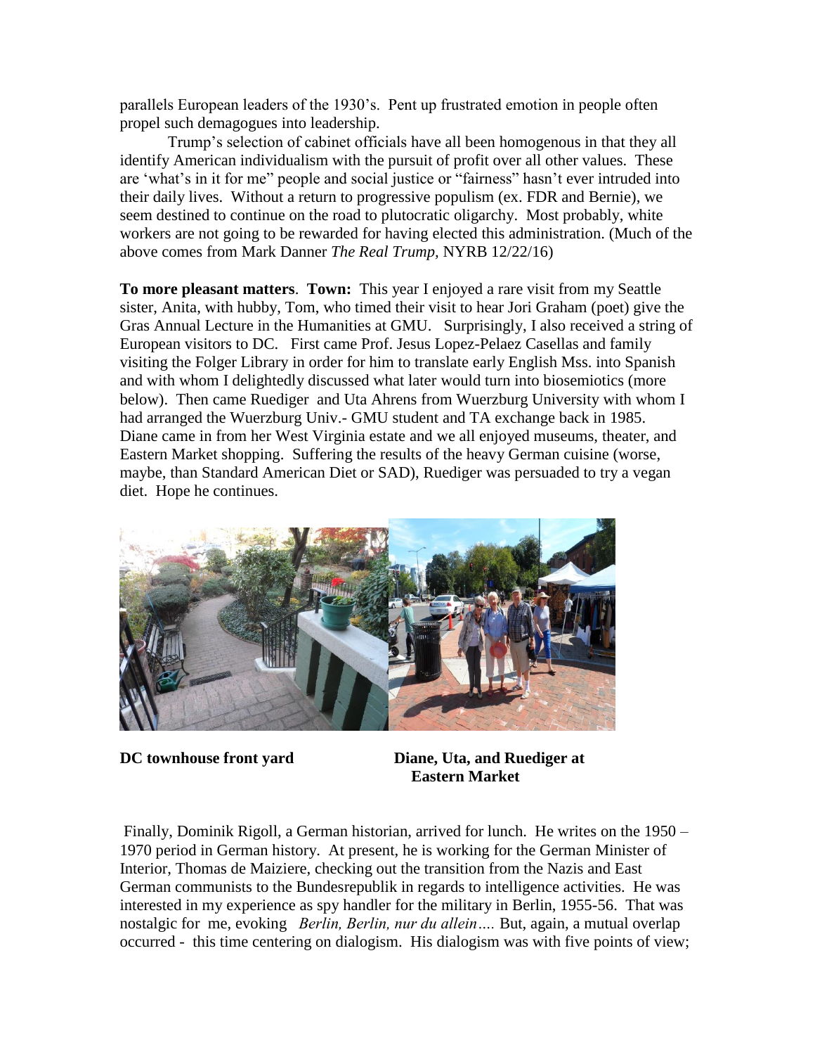parallels European leaders of the 1930's. Pent up frustrated emotion in people often propel such demagogues into leadership.

Trump's selection of cabinet officials have all been homogenous in that they all identify American individualism with the pursuit of profit over all other values. These are 'what's in it for me" people and social justice or "fairness" hasn't ever intruded into their daily lives. Without a return to progressive populism (ex. FDR and Bernie), we seem destined to continue on the road to plutocratic oligarchy. Most probably, white workers are not going to be rewarded for having elected this administration. (Much of the above comes from Mark Danner *The Real Trump,* NYRB 12/22/16)

**To more pleasant matters**. **Town:** This year I enjoyed a rare visit from my Seattle sister, Anita, with hubby, Tom, who timed their visit to hear Jori Graham (poet) give the Gras Annual Lecture in the Humanities at GMU. Surprisingly, I also received a string of European visitors to DC. First came Prof. Jesus Lopez-Pelaez Casellas and family visiting the Folger Library in order for him to translate early English Mss. into Spanish and with whom I delightedly discussed what later would turn into biosemiotics (more below). Then came Ruediger and Uta Ahrens from Wuerzburg University with whom I had arranged the Wuerzburg Univ.- GMU student and TA exchange back in 1985. Diane came in from her West Virginia estate and we all enjoyed museums, theater, and Eastern Market shopping. Suffering the results of the heavy German cuisine (worse, maybe, than Standard American Diet or SAD), Ruediger was persuaded to try a vegan diet. Hope he continues.

**DC townhouse front yard**

**Diane, Uta, and Ruediger at Eastern Market**

Finally, Dominik Rigoll, a German historian, arrived for lunch. He writes on the 1950 – 1970 period in German history. At present, he is working for the German Minister of Interior, Thomas de Maiziere, checking out the transition from the Nazis and East German communists to the Bundesrepublik in regards to intelligence activities. He was interested in my experience as spy handler for the military in Berlin, 1955-56. That was nostalgic for me, evoking *Berlin, Berlin, nur du allein….* But, again, a mutual overlap occurred - this time centering on dialogism. His dialogism was with five points of view;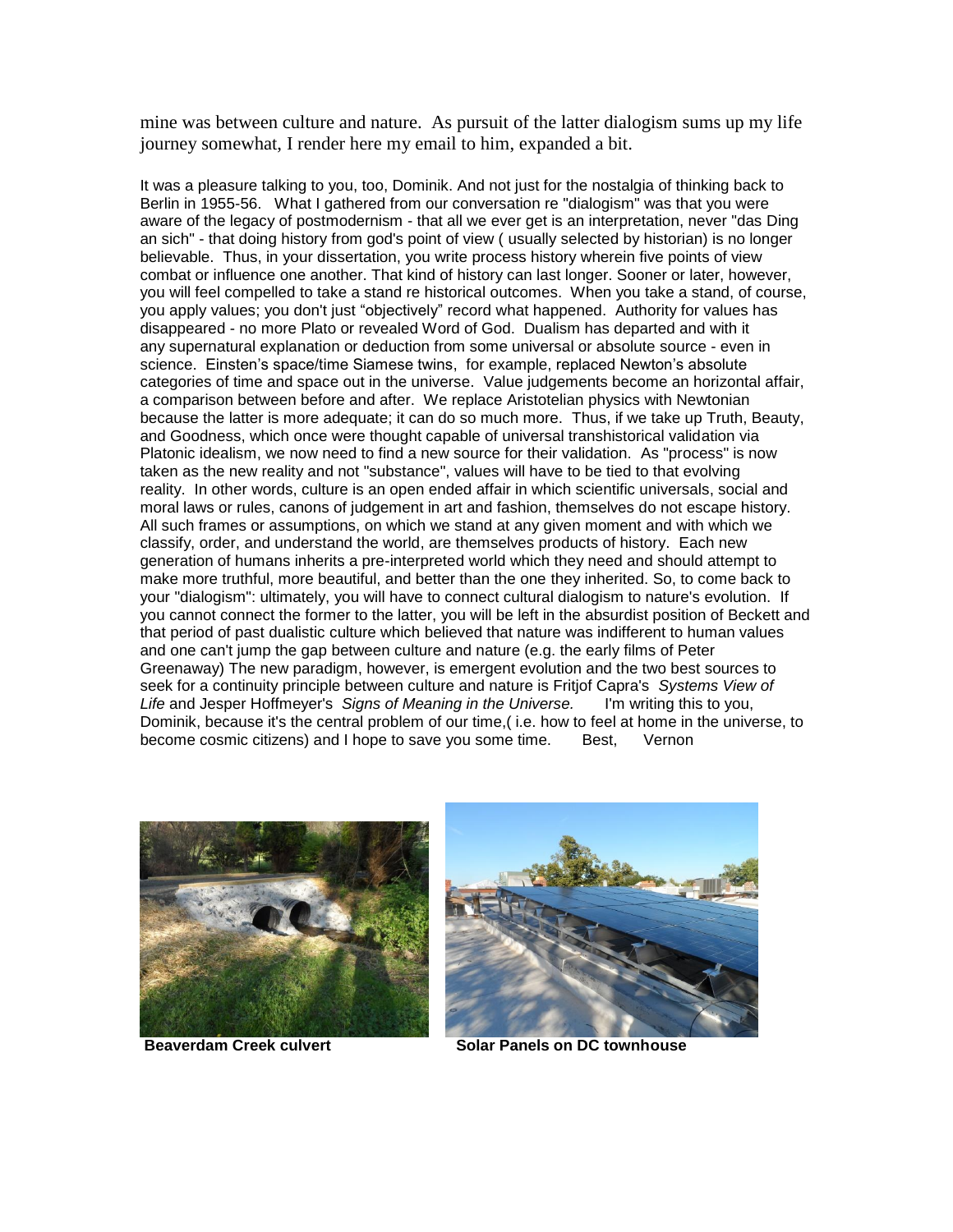mine was between culture and nature. As pursuit of the latter dialogism sums up my life journey somewhat, I render here my email to him, expanded a bit.

It was a pleasure talking to you, too, Dominik. And not just for the nostalgia of thinking back to Berlin in 1955-56. What I gathered from our conversation re "dialogism" was that you were aware of the legacy of postmodernism - that all we ever get is an interpretation, never "das Ding an sich" - that doing history from god's point of view ( usually selected by historian) is no longer believable. Thus, in your dissertation, you write process history wherein five points of view combat or influence one another. That kind of history can last longer. Sooner or later, however, you will feel compelled to take a stand re historical outcomes. When you take a stand, of course, you apply values; you don't just "objectively" record what happened. Authority for values has disappeared - no more Plato or revealed Word of God. Dualism has departed and with it any supernatural explanation or deduction from some universal or absolute source - even in science. Einsten's space/time Siamese twins, for example, replaced Newton's absolute categories of time and space out in the universe. Value judgements become an horizontal affair, a comparison between before and after. We replace Aristotelian physics with Newtonian because the latter is more adequate; it can do so much more. Thus, if we take up Truth, Beauty, and Goodness, which once were thought capable of universal transhistorical validation via Platonic idealism, we now need to find a new source for their validation. As "process" is now taken as the new reality and not "substance", values will have to be tied to that evolving reality. In other words, culture is an open ended affair in which scientific universals, social and moral laws or rules, canons of judgement in art and fashion, themselves do not escape history. All such frames or assumptions, on which we stand at any given moment and with which we classify, order, and understand the world, are themselves products of history. Each new generation of humans inherits a pre-interpreted world which they need and should attempt to make more truthful, more beautiful, and better than the one they inherited. So, to come back to your "dialogism": ultimately, you will have to connect cultural dialogism to nature's evolution. If you cannot connect the former to the latter, you will be left in the absurdist position of Beckett and that period of past dualistic culture which believed that nature was indifferent to human values and one can't jump the gap between culture and nature (e.g. the early films of Peter Greenaway) The new paradigm, however, is emergent evolution and the two best sources to seek for a continuity principle between culture and nature is Fritjof Capra's *Systems View of Life* and Jesper Hoffmeyer's *Signs of Meaning in the Universe.* I'm writing this to you, Dominik, because it's the central problem of our time,( i.e. how to feel at home in the universe, to become cosmic citizens) and I hope to save you some time. Best, Vernon

**Beaverdam Creek culvert**

**Solar Panels on DC townhouse**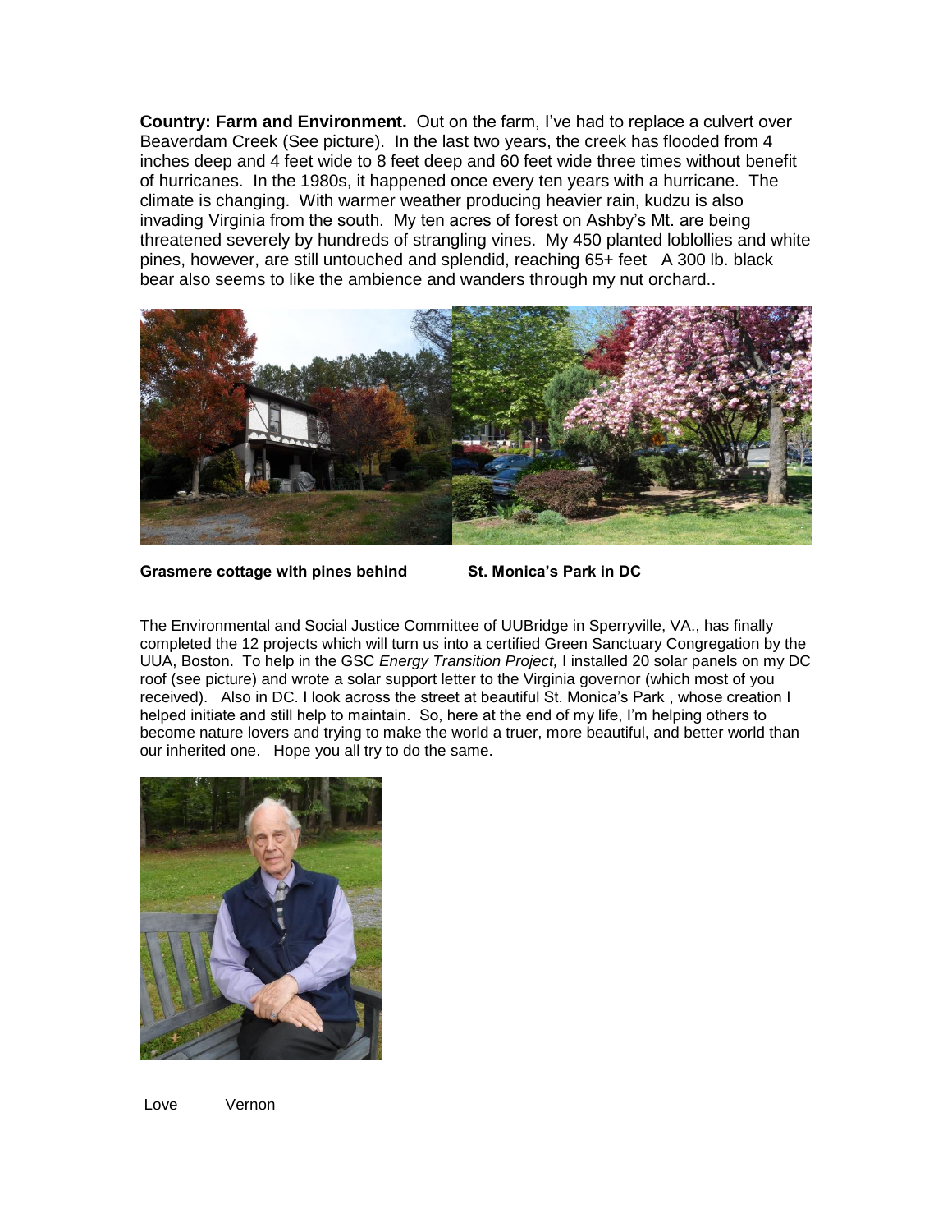**Country: Farm and Environment.** Out on the farm, I've had to replace a culvert over Beaverdam Creek (See picture). In the last two years, the creek has flooded from 4 inches deep and 4 feet wide to 8 feet deep and 60 feet wide three times without benefit of hurricanes. In the 1980s, it happened once every ten years with a hurricane. The climate is changing. With warmer weather producing heavier rain, kudzu is also invading Virginia from the south. My ten acres of forest on Ashby's Mt. are being threatened severely by hundreds of strangling vines. My 450 planted loblollies and white pines, however, are still untouched and splendid, reaching 65+ feet A 300 lb. black bear also seems to like the ambience and wanders through my nut orchard..

**Grasmere cottage with pines behind** **St. Monica's Park in DC**

The Environmental and Social Justice Committee of UUBridge in Sperryville, VA., has finally completed the 12 projects which will turn us into a certified Green Sanctuary Congregation by the UUA, Boston. To help in the GSC *Energy Transition Project,* I installed 20 solar panels on my DC roof (see picture) and wrote a solar support letter to the Virginia governor (which most of you received). Also in DC. I look across the street at beautiful St. Monica's Park , whose creation I helped initiate and still help to maintain. So, here at the end of my life, I'm helping others to become nature lovers and trying to make the world a truer, more beautiful, and better world than our inherited one. Hope you all try to do the same.

Love Vernon